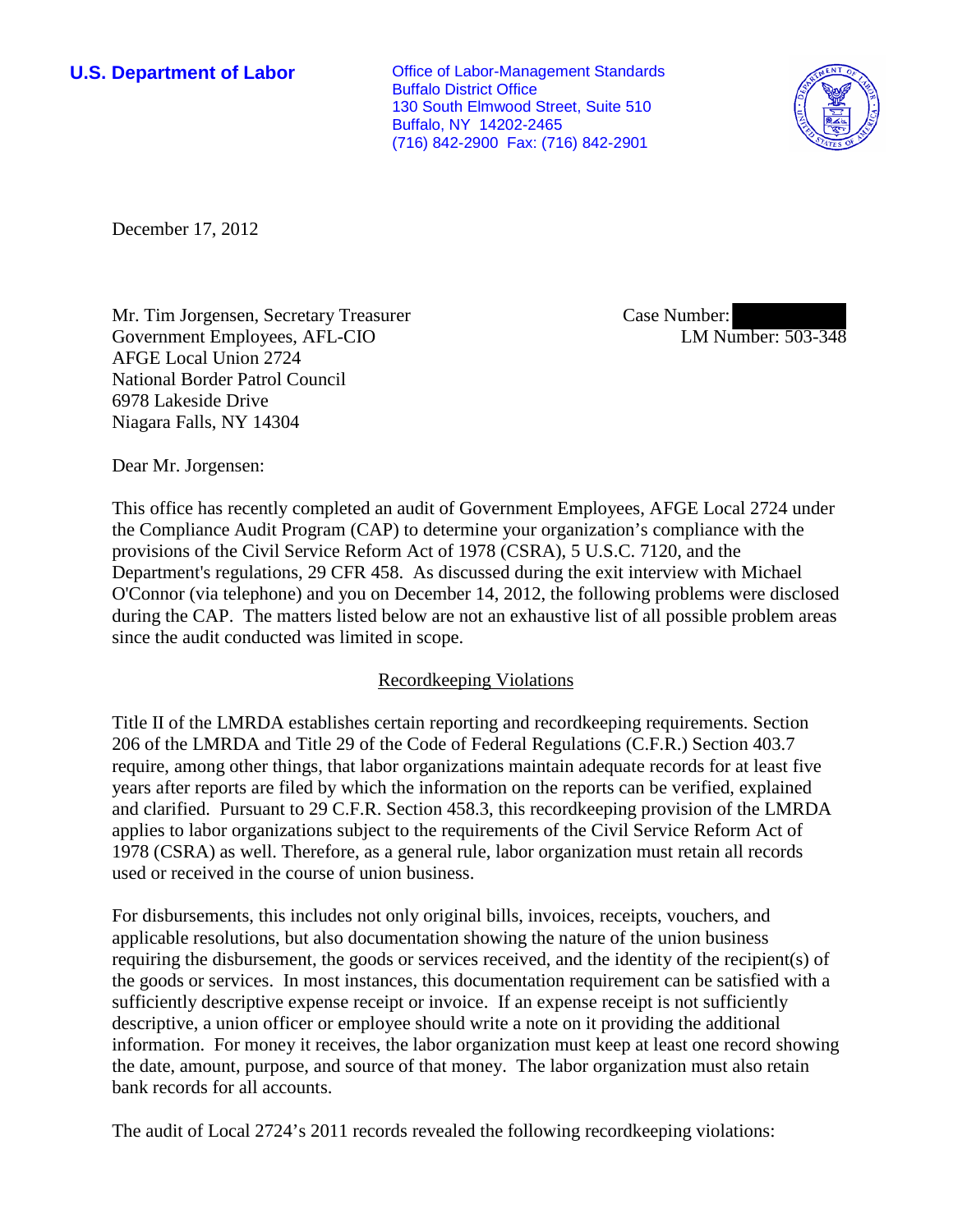**U.S. Department of Labor**

Office of Labor-Management Standards
Buffalo District Office
130 South Elmwood Street, Suite 510
Buffalo, NY 14202-2465
(716) 842-2900 Fax: (716) 842-2901

December 17, 2012

Mr. Tim Jorgensen, Secretary Treasurer
Government Employees, AFL-CIO
AFGE Local Union 2724
National Border Patrol Council
6978 Lakeside Drive
Niagara Falls, NY 14304

Case Number:
LM Number: 503-348

Dear Mr. Jorgensen:

This office has recently completed an audit of Government Employees, AFGE Local 2724 under the Compliance Audit Program (CAP) to determine your organization's compliance with the provisions of the Civil Service Reform Act of 1978 (CSRA), 5 U.S.C. 7120, and the Department's regulations, 29 CFR 458. As discussed during the exit interview with Michael O'Connor (via telephone) and you on December 14, 2012, the following problems were disclosed during the CAP. The matters listed below are not an exhaustive list of all possible problem areas since the audit conducted was limited in scope.

## Recordkeeping Violations

Title II of the LMRDA establishes certain reporting and recordkeeping requirements. Section 206 of the LMRDA and Title 29 of the Code of Federal Regulations (C.F.R.) Section 403.7 require, among other things, that labor organizations maintain adequate records for at least five years after reports are filed by which the information on the reports can be verified, explained and clarified. Pursuant to 29 C.F.R. Section 458.3, this recordkeeping provision of the LMRDA applies to labor organizations subject to the requirements of the Civil Service Reform Act of 1978 (CSRA) as well. Therefore, as a general rule, labor organization must retain all records used or received in the course of union business.

For disbursements, this includes not only original bills, invoices, receipts, vouchers, and applicable resolutions, but also documentation showing the nature of the union business requiring the disbursement, the goods or services received, and the identity of the recipient(s) of the goods or services. In most instances, this documentation requirement can be satisfied with a sufficiently descriptive expense receipt or invoice. If an expense receipt is not sufficiently descriptive, a union officer or employee should write a note on it providing the additional information. For money it receives, the labor organization must keep at least one record showing the date, amount, purpose, and source of that money. The labor organization must also retain bank records for all accounts.

The audit of Local 2724's 2011 records revealed the following recordkeeping violations: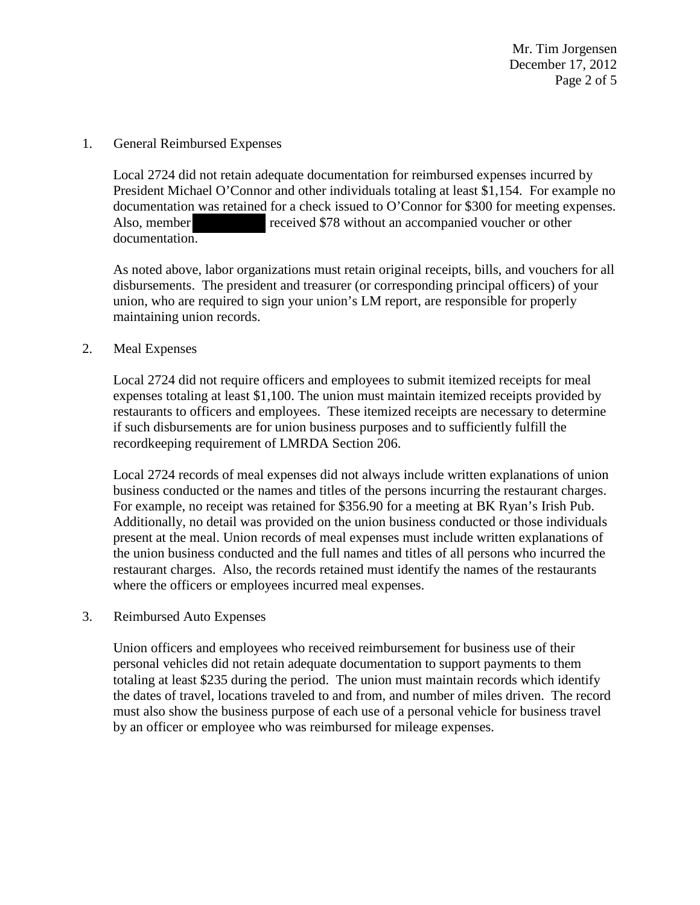1. General Reimbursed Expenses

   Local 2724 did not retain adequate documentation for reimbursed expenses incurred by President Michael O'Connor and other individuals totaling at least $1,154. For example no documentation was retained for a check issued to O'Connor for $300 for meeting expenses. Also, member [REDACTED] received $78 without an accompanied voucher or other documentation.

   As noted above, labor organizations must retain original receipts, bills, and vouchers for all disbursements. The president and treasurer (or corresponding principal officers) of your union, who are required to sign your union's LM report, are responsible for properly maintaining union records.

2. Meal Expenses

   Local 2724 did not require officers and employees to submit itemized receipts for meal expenses totaling at least $1,100. The union must maintain itemized receipts provided by restaurants to officers and employees. These itemized receipts are necessary to determine if such disbursements are for union business purposes and to sufficiently fulfill the recordkeeping requirement of LMRDA Section 206.

   Local 2724 records of meal expenses did not always include written explanations of union business conducted or the names and titles of the persons incurring the restaurant charges. For example, no receipt was retained for $356.90 for a meeting at BK Ryan's Irish Pub. Additionally, no detail was provided on the union business conducted or those individuals present at the meal. Union records of meal expenses must include written explanations of the union business conducted and the full names and titles of all persons who incurred the restaurant charges. Also, the records retained must identify the names of the restaurants where the officers or employees incurred meal expenses.

3. Reimbursed Auto Expenses

   Union officers and employees who received reimbursement for business use of their personal vehicles did not retain adequate documentation to support payments to them totaling at least $235 during the period. The union must maintain records which identify the dates of travel, locations traveled to and from, and number of miles driven. The record must also show the business purpose of each use of a personal vehicle for business travel by an officer or employee who was reimbursed for mileage expenses.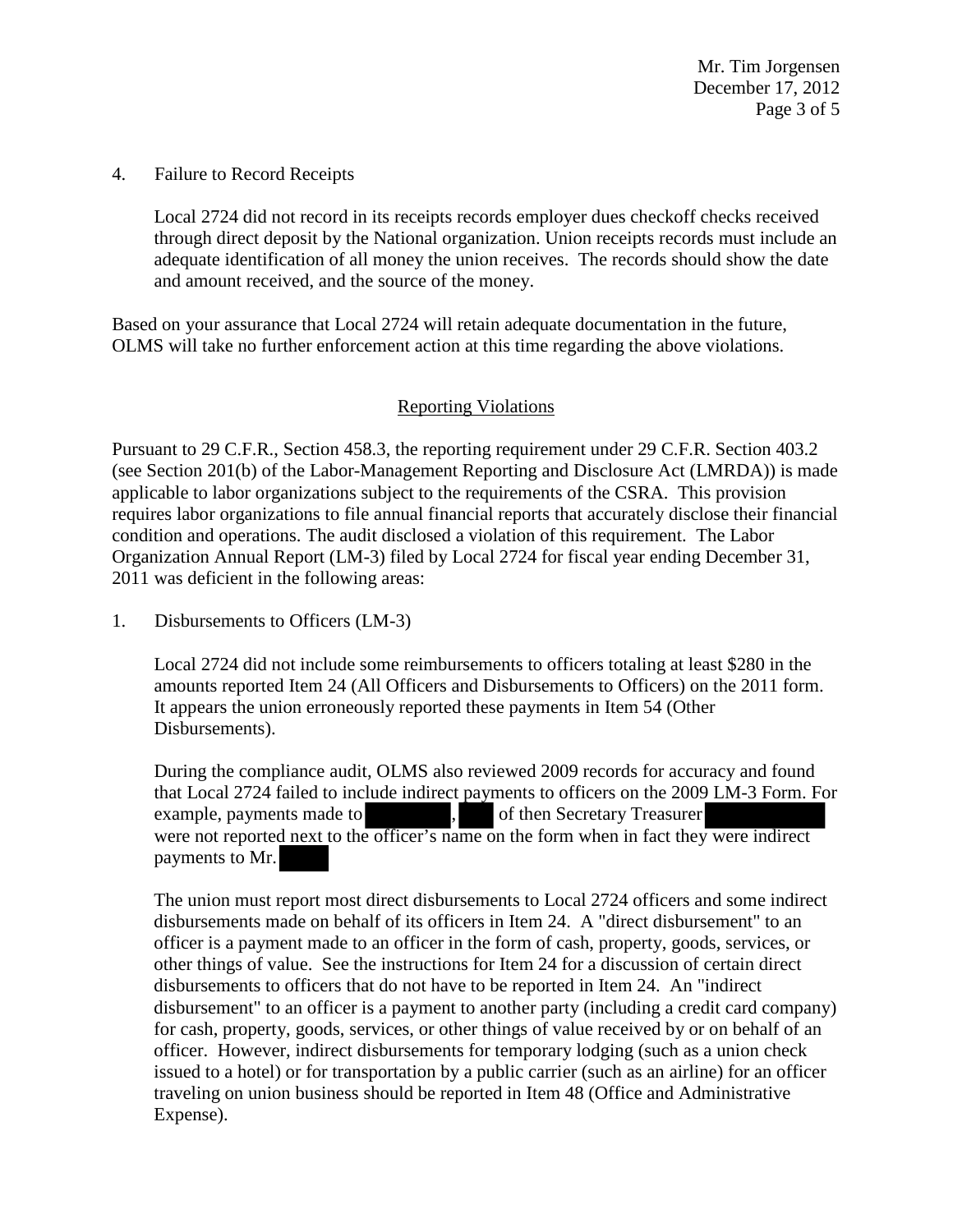4. Failure to Record Receipts

   Local 2724 did not record in its receipts records employer dues checkoff checks received through direct deposit by the National organization. Union receipts records must include an adequate identification of all money the union receives. The records should show the date and amount received, and the source of the money.

Based on your assurance that Local 2724 will retain adequate documentation in the future, OLMS will take no further enforcement action at this time regarding the above violations.

## Reporting Violations

Pursuant to 29 C.F.R., Section 458.3, the reporting requirement under 29 C.F.R. Section 403.2 (see Section 201(b) of the Labor-Management Reporting and Disclosure Act (LMRDA)) is made applicable to labor organizations subject to the requirements of the CSRA. This provision requires labor organizations to file annual financial reports that accurately disclose their financial condition and operations. The audit disclosed a violation of this requirement. The Labor Organization Annual Report (LM-3) filed by Local 2724 for fiscal year ending December 31, 2011 was deficient in the following areas:

1. Disbursements to Officers (LM-3)

   Local 2724 did not include some reimbursements to officers totaling at least $280 in the amounts reported Item 24 (All Officers and Disbursements to Officers) on the 2011 form. It appears the union erroneously reported these payments in Item 54 (Other Disbursements).

   During the compliance audit, OLMS also reviewed 2009 records for accuracy and found that Local 2724 failed to include indirect payments to officers on the 2009 LM-3 Form. For example, payments made to [REDACTED], [REDACTED] of then Secretary Treasurer [REDACTED] were not reported next to the officer's name on the form when in fact they were indirect payments to Mr. [REDACTED]

   The union must report most direct disbursements to Local 2724 officers and some indirect disbursements made on behalf of its officers in Item 24. A "direct disbursement" to an officer is a payment made to an officer in the form of cash, property, goods, services, or other things of value. See the instructions for Item 24 for a discussion of certain direct disbursements to officers that do not have to be reported in Item 24. An "indirect disbursement" to an officer is a payment to another party (including a credit card company) for cash, property, goods, services, or other things of value received by or on behalf of an officer. However, indirect disbursements for temporary lodging (such as a union check issued to a hotel) or for transportation by a public carrier (such as an airline) for an officer traveling on union business should be reported in Item 48 (Office and Administrative Expense).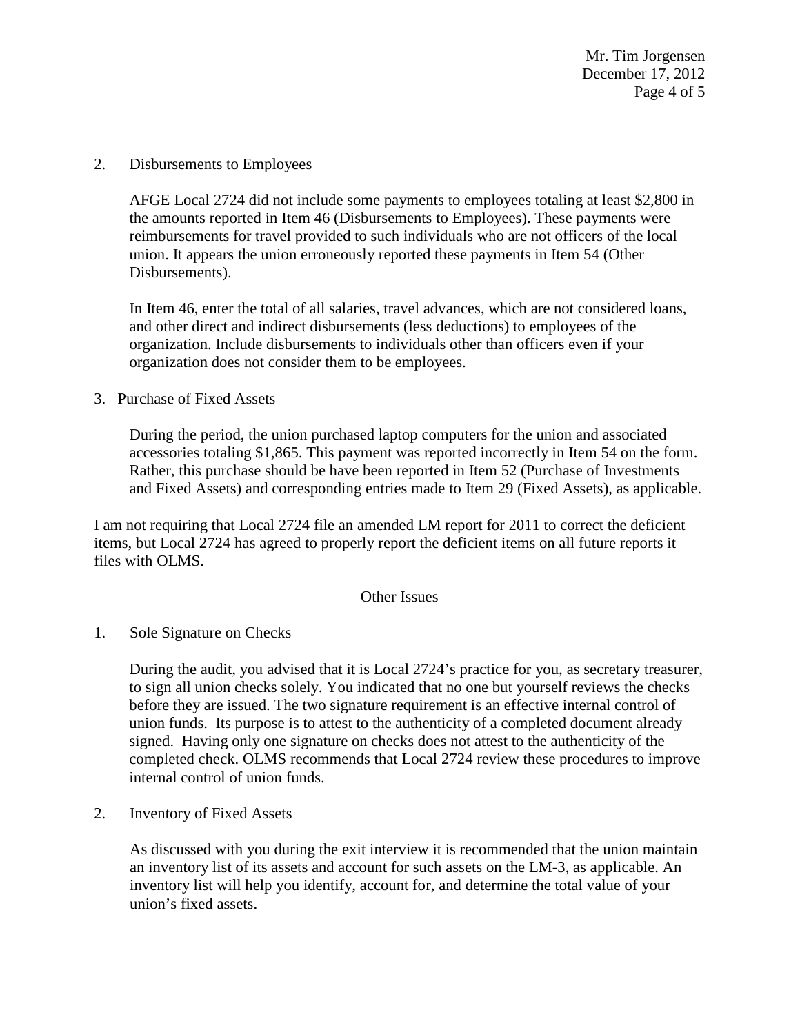2. Disbursements to Employees

   AFGE Local 2724 did not include some payments to employees totaling at least $2,800 in the amounts reported in Item 46 (Disbursements to Employees). These payments were reimbursements for travel provided to such individuals who are not officers of the local union. It appears the union erroneously reported these payments in Item 54 (Other Disbursements).

   In Item 46, enter the total of all salaries, travel advances, which are not considered loans, and other direct and indirect disbursements (less deductions) to employees of the organization. Include disbursements to individuals other than officers even if your organization does not consider them to be employees.

3. Purchase of Fixed Assets

   During the period, the union purchased laptop computers for the union and associated accessories totaling $1,865. This payment was reported incorrectly in Item 54 on the form. Rather, this purchase should be have been reported in Item 52 (Purchase of Investments and Fixed Assets) and corresponding entries made to Item 29 (Fixed Assets), as applicable.

I am not requiring that Local 2724 file an amended LM report for 2011 to correct the deficient items, but Local 2724 has agreed to properly report the deficient items on all future reports it files with OLMS.

## Other Issues

1. Sole Signature on Checks

   During the audit, you advised that it is Local 2724's practice for you, as secretary treasurer, to sign all union checks solely. You indicated that no one but yourself reviews the checks before they are issued. The two signature requirement is an effective internal control of union funds. Its purpose is to attest to the authenticity of a completed document already signed. Having only one signature on checks does not attest to the authenticity of the completed check. OLMS recommends that Local 2724 review these procedures to improve internal control of union funds.

2. Inventory of Fixed Assets

   As discussed with you during the exit interview it is recommended that the union maintain an inventory list of its assets and account for such assets on the LM-3, as applicable. An inventory list will help you identify, account for, and determine the total value of your union's fixed assets.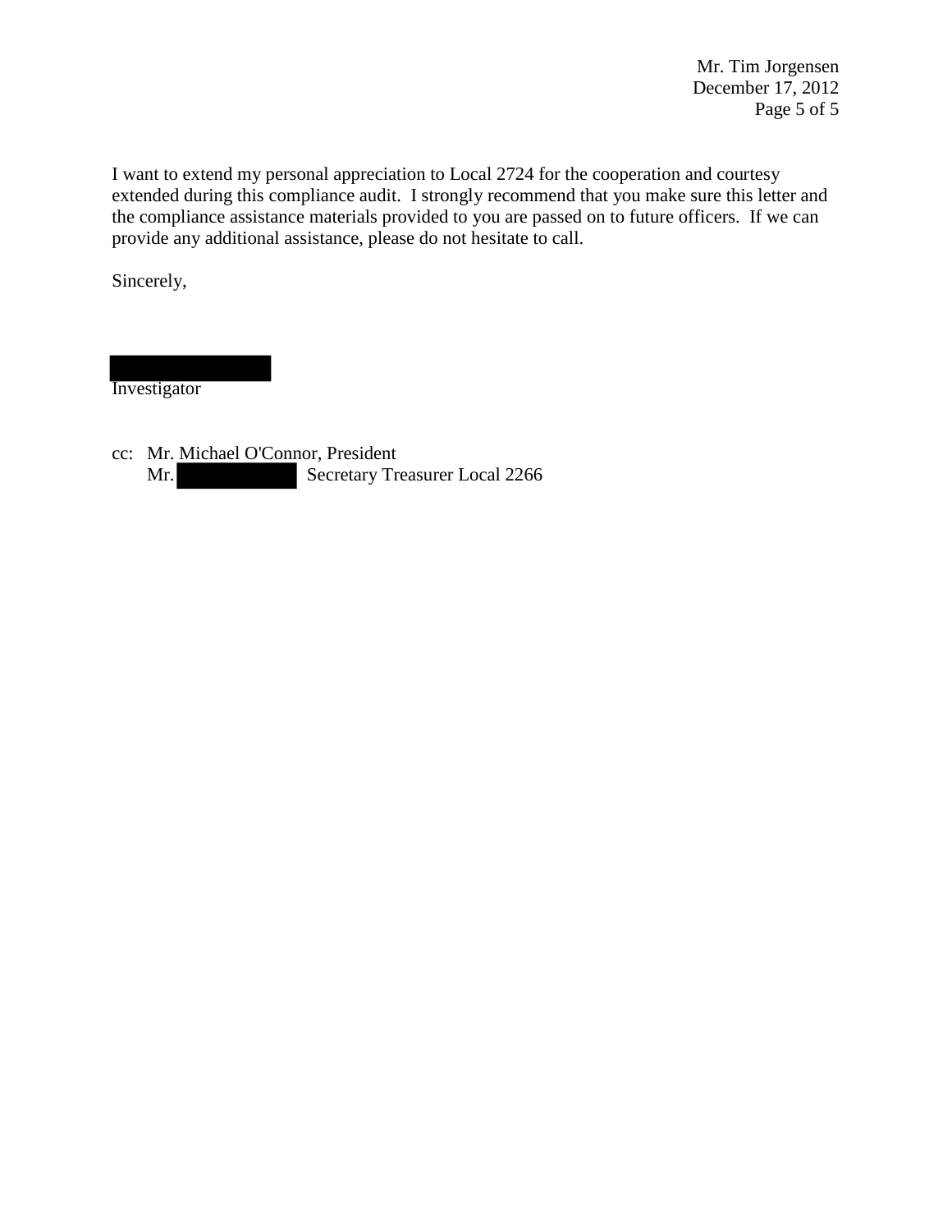I want to extend my personal appreciation to Local 2724 for the cooperation and courtesy extended during this compliance audit. I strongly recommend that you make sure this letter and the compliance assistance materials provided to you are passed on to future officers. If we can provide any additional assistance, please do not hesitate to call.

Sincerely,

Investigator

cc: Mr. Michael O'Connor, President
Mr. Secretary Treasurer Local 2266